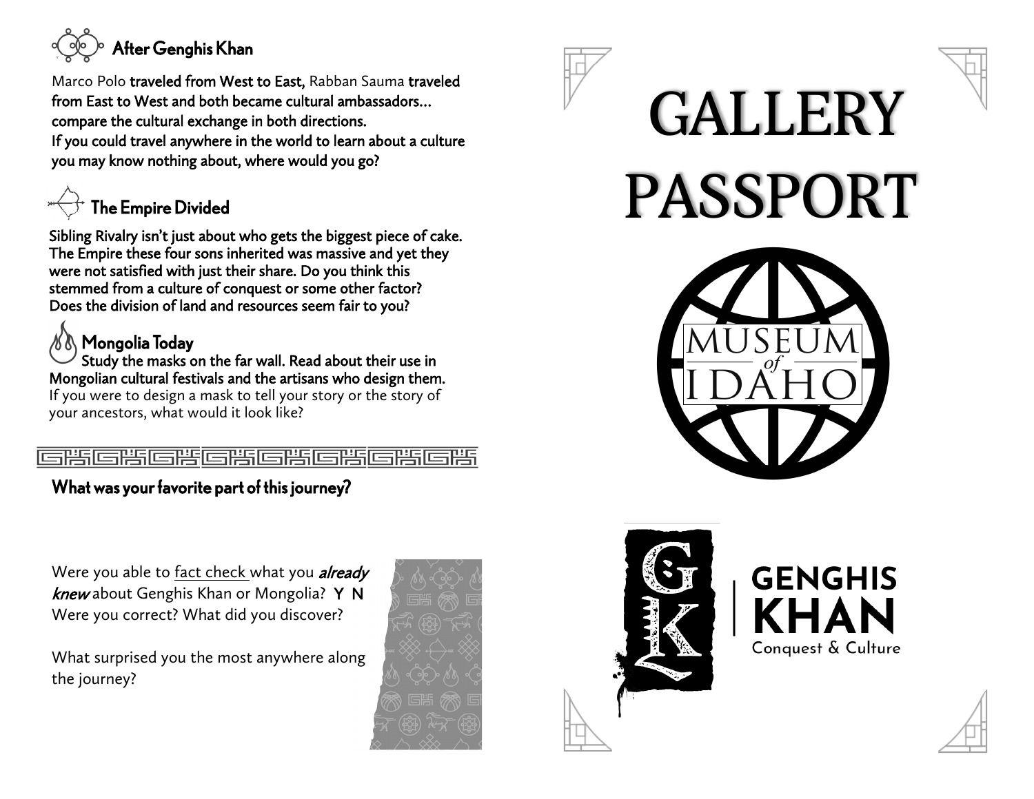## After Genghis Khan

Marco Polo **traveled from West to East,** Rabban Sauma **traveled from East to West and both became cultural ambassadors… compare the cultural exchange in both directions.**
**If you could travel anywhere in the world to learn about a culture you may know nothing about, where would you go?**

## The Empire Divided

**Sibling Rivalry isn't just about who gets the biggest piece of cake. The Empire these four sons inherited was massive and yet they were not satisfied with just their share. Do you think this stemmed from a culture of conquest or some other factor? Does the division of land and resources seem fair to you?**

## Mongolia Today

**Study the masks on the far wall. Read about their use in Mongolian cultural festivals and the artisans who design them.**
If you were to design a mask to tell your story or the story of your ancestors, what would it look like?

## What was your favorite part of this journey?

Were you able to fact check what you ***already knew*** about Genghis Khan or Mongolia? **Y N**
Were you correct? What did you discover?

What surprised you the most anywhere along the journey?

# GALLERY PASSPORT

MUSEUM *of* IDAHO

GK | GENGHIS KHAN
Conquest & Culture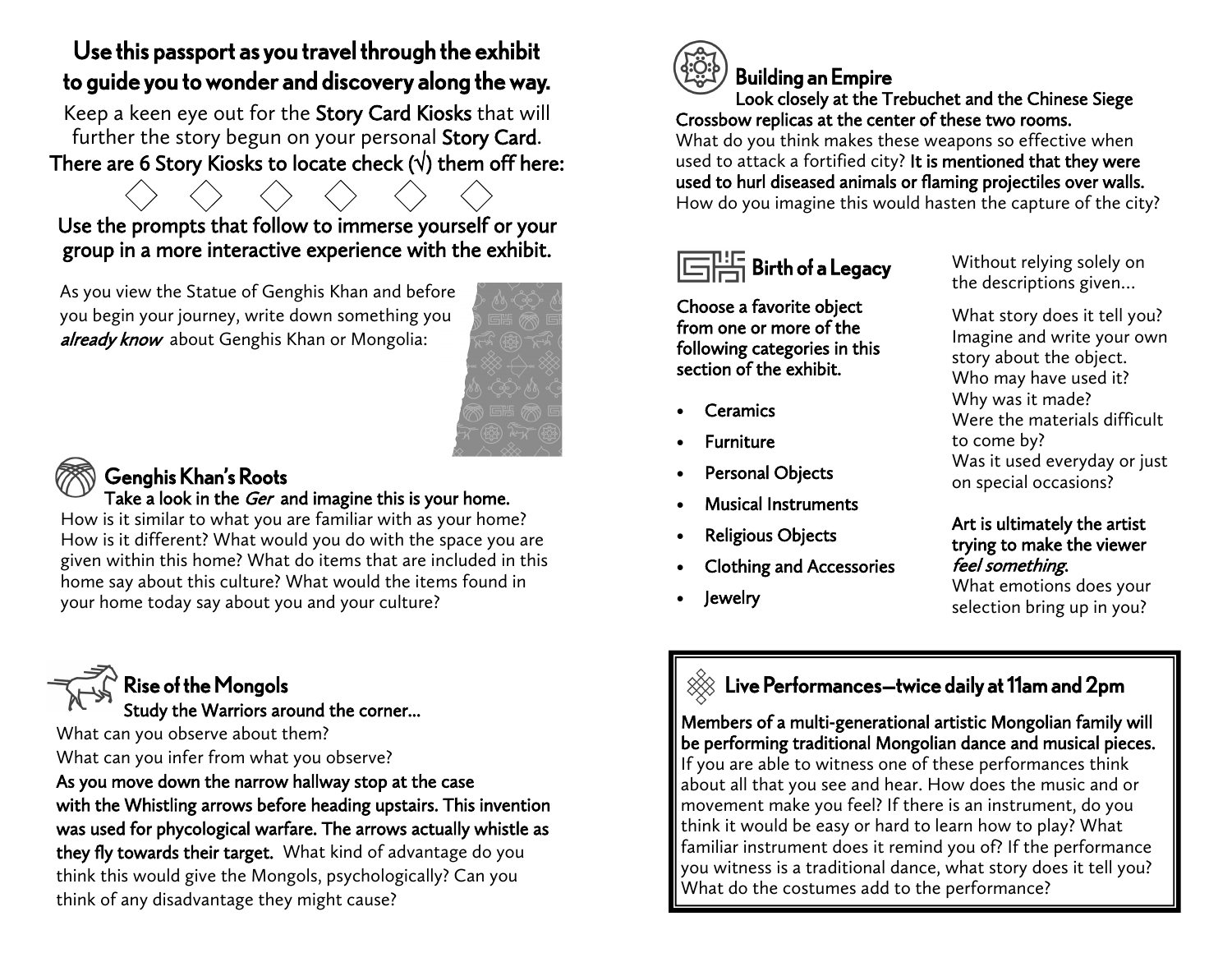## Use this passport as you travel through the exhibit to guide you to wonder and discovery along the way.

Keep a keen eye out for the **Story Card Kiosks** that will further the story begun on your personal **Story Card**.

**There are 6 Story Kiosks to locate check (√) them off here:**

◇ ◇ ◇ ◇ ◇ ◇

**Use the prompts that follow to immerse yourself or your group in a more interactive experience with the exhibit.**

As you view the Statue of Genghis Khan and before you begin your journey, write down something you ***already know*** about Genghis Khan or Mongolia:

### Genghis Khan's Roots

**Take a look in the *Ger* and imagine this is your home.**

How is it similar to what you are familiar with as your home? How is it different? What would you do with the space you are given within this home? What do items that are included in this home say about this culture? What would the items found in your home today say about you and your culture?

### Rise of the Mongols

**Study the Warriors around the corner...**

What can you observe about them?

What can you infer from what you observe?

**As you move down the narrow hallway stop at the case with the Whistling arrows before heading upstairs. This invention was used for phycological warfare. The arrows actually whistle as they fly towards their target.** What kind of advantage do you think this would give the Mongols, psychologically? Can you think of any disadvantage they might cause?

### Building an Empire

**Look closely at the Trebuchet and the Chinese Siege Crossbow replicas at the center of these two rooms.**

What do you think makes these weapons so effective when used to attack a fortified city? **It is mentioned that they were used to hurl diseased animals or flaming projectiles over walls.** How do you imagine this would hasten the capture of the city?

### Birth of a Legacy

**Choose a favorite object from one or more of the following categories in this section of the exhibit.**

- Ceramics
- Furniture
- Personal Objects
- Musical Instruments
- Religious Objects
- Clothing and Accessories
- Jewelry

Without relying solely on the descriptions given...

What story does it tell you? Imagine and write your own story about the object. Who may have used it? Why was it made? Were the materials difficult to come by? Was it used everyday or just on special occasions?

**Art is ultimately the artist trying to make the viewer *feel something*.**

What emotions does your selection bring up in you?

### Live Performances—twice daily at 11am and 2pm

**Members of a multi-generational artistic Mongolian family will be performing traditional Mongolian dance and musical pieces.** If you are able to witness one of these performances think about all that you see and hear. How does the music and or movement make you feel? If there is an instrument, do you think it would be easy or hard to learn how to play? What familiar instrument does it remind you of? If the performance you witness is a traditional dance, what story does it tell you? What do the costumes add to the performance?